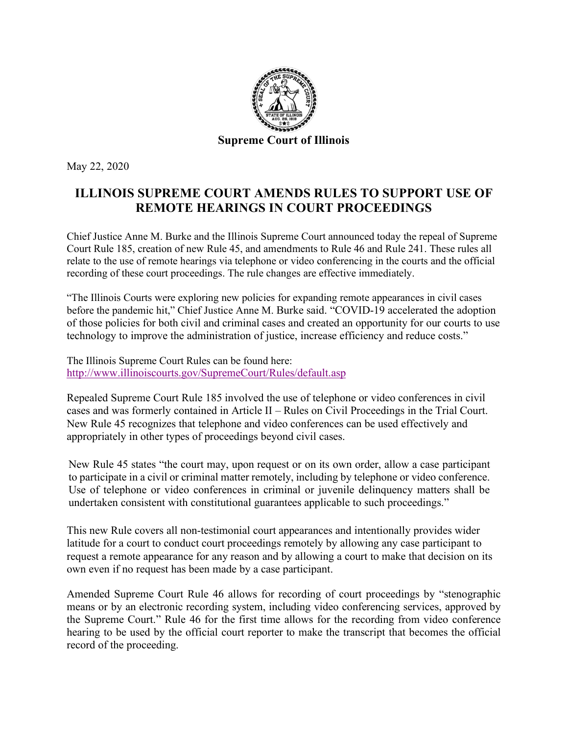**Supreme Court of Illinois**

May 22, 2020

# ILLINOIS SUPREME COURT AMENDS RULES TO SUPPORT USE OF REMOTE HEARINGS IN COURT PROCEEDINGS

Chief Justice Anne M. Burke and the Illinois Supreme Court announced today the repeal of Supreme Court Rule 185, creation of new Rule 45, and amendments to Rule 46 and Rule 241. These rules all relate to the use of remote hearings via telephone or video conferencing in the courts and the official recording of these court proceedings. The rule changes are effective immediately.

"The Illinois Courts were exploring new policies for expanding remote appearances in civil cases before the pandemic hit," Chief Justice Anne M. Burke said. "COVID-19 accelerated the adoption of those policies for both civil and criminal cases and created an opportunity for our courts to use technology to improve the administration of justice, increase efficiency and reduce costs."

The Illinois Supreme Court Rules can be found here:
http://www.illinoiscourts.gov/SupremeCourt/Rules/default.asp

Repealed Supreme Court Rule 185 involved the use of telephone or video conferences in civil cases and was formerly contained in Article II – Rules on Civil Proceedings in the Trial Court. New Rule 45 recognizes that telephone and video conferences can be used effectively and appropriately in other types of proceedings beyond civil cases.

> New Rule 45 states "the court may, upon request or on its own order, allow a case participant to participate in a civil or criminal matter remotely, including by telephone or video conference. Use of telephone or video conferences in criminal or juvenile delinquency matters shall be undertaken consistent with constitutional guarantees applicable to such proceedings."

This new Rule covers all non-testimonial court appearances and intentionally provides wider latitude for a court to conduct court proceedings remotely by allowing any case participant to request a remote appearance for any reason and by allowing a court to make that decision on its own even if no request has been made by a case participant.

Amended Supreme Court Rule 46 allows for recording of court proceedings by "stenographic means or by an electronic recording system, including video conferencing services, approved by the Supreme Court." Rule 46 for the first time allows for the recording from video conference hearing to be used by the official court reporter to make the transcript that becomes the official record of the proceeding.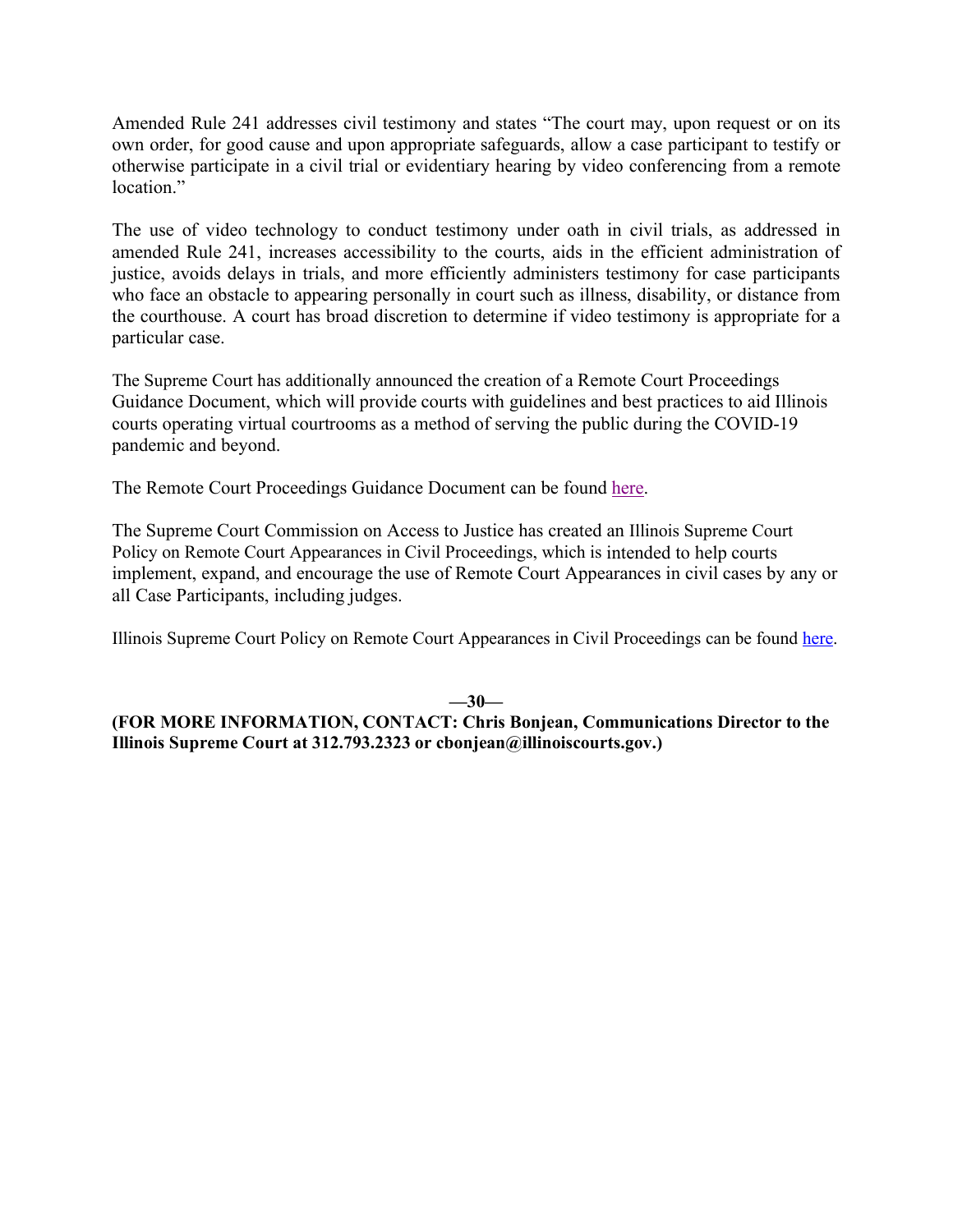Amended Rule 241 addresses civil testimony and states "The court may, upon request or on its own order, for good cause and upon appropriate safeguards, allow a case participant to testify or otherwise participate in a civil trial or evidentiary hearing by video conferencing from a remote location."

The use of video technology to conduct testimony under oath in civil trials, as addressed in amended Rule 241, increases accessibility to the courts, aids in the efficient administration of justice, avoids delays in trials, and more efficiently administers testimony for case participants who face an obstacle to appearing personally in court such as illness, disability, or distance from the courthouse. A court has broad discretion to determine if video testimony is appropriate for a particular case.

The Supreme Court has additionally announced the creation of a Remote Court Proceedings Guidance Document, which will provide courts with guidelines and best practices to aid Illinois courts operating virtual courtrooms as a method of serving the public during the COVID-19 pandemic and beyond.

The Remote Court Proceedings Guidance Document can be found here.

The Supreme Court Commission on Access to Justice has created an Illinois Supreme Court Policy on Remote Court Appearances in Civil Proceedings, which is intended to help courts implement, expand, and encourage the use of Remote Court Appearances in civil cases by any or all Case Participants, including judges.

Illinois Supreme Court Policy on Remote Court Appearances in Civil Proceedings can be found here.

**—30—**

**(FOR MORE INFORMATION, CONTACT: Chris Bonjean, Communications Director to the Illinois Supreme Court at 312.793.2323 or cbonjean@illinoiscourts.gov.)**